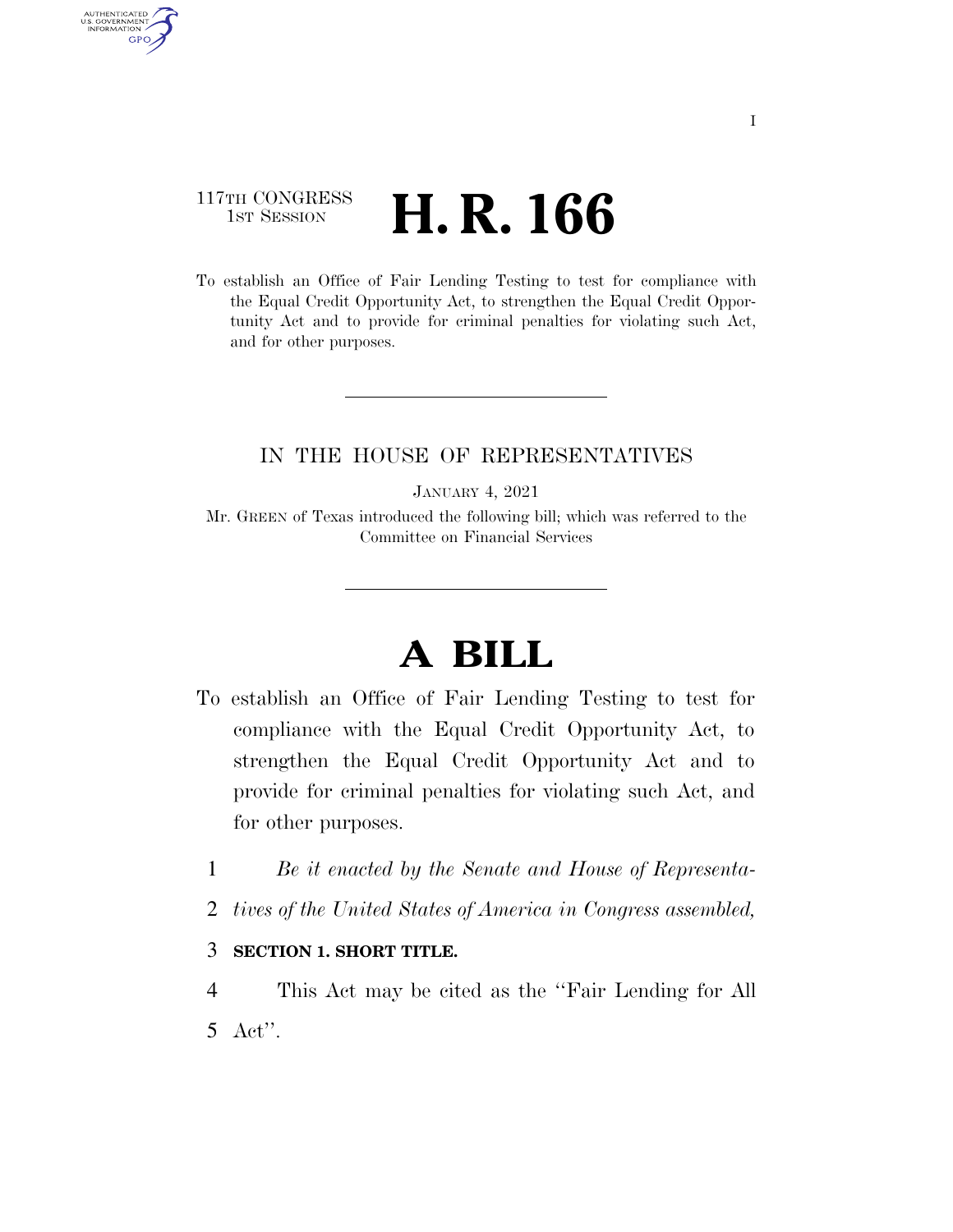117TH CONGRESS
1ST SESSION

# H. R. 166

To establish an Office of Fair Lending Testing to test for compliance with the Equal Credit Opportunity Act, to strengthen the Equal Credit Opportunity Act and to provide for criminal penalties for violating such Act, and for other purposes.

IN THE HOUSE OF REPRESENTATIVES

JANUARY 4, 2021

Mr. GREEN of Texas introduced the following bill; which was referred to the Committee on Financial Services

# A BILL

To establish an Office of Fair Lending Testing to test for compliance with the Equal Credit Opportunity Act, to strengthen the Equal Credit Opportunity Act and to provide for criminal penalties for violating such Act, and for other purposes.

1 *Be it enacted by the Senate and House of Representa-*
2 *tives of the United States of America in Congress assembled,*

3 **SECTION 1. SHORT TITLE.**

4 This Act may be cited as the ''Fair Lending for All
5 Act''.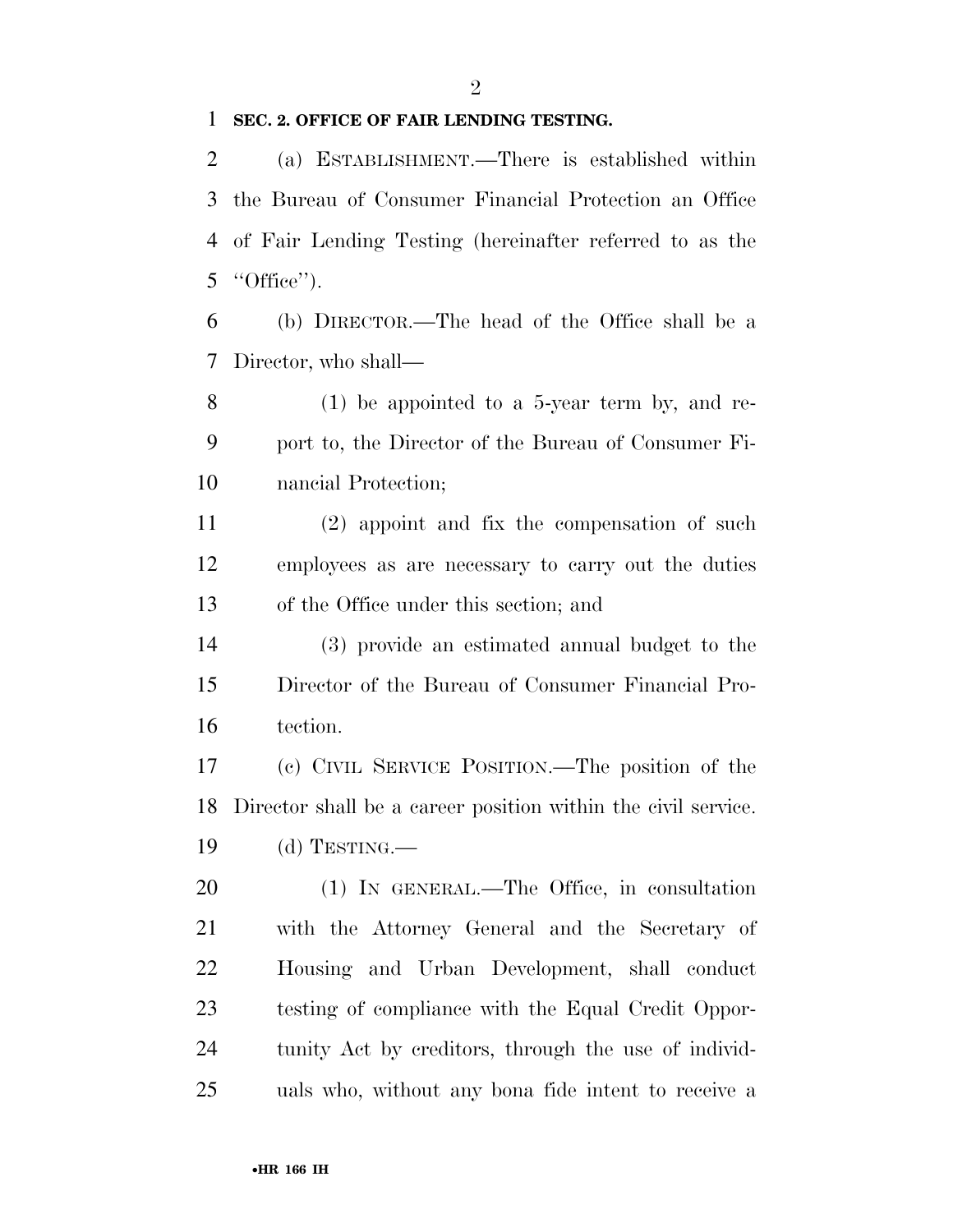**SEC. 2. OFFICE OF FAIR LENDING TESTING.**

(a) ESTABLISHMENT.—There is established within the Bureau of Consumer Financial Protection an Office of Fair Lending Testing (hereinafter referred to as the "Office").

(b) DIRECTOR.—The head of the Office shall be a Director, who shall—

(1) be appointed to a 5-year term by, and report to, the Director of the Bureau of Consumer Financial Protection;

(2) appoint and fix the compensation of such employees as are necessary to carry out the duties of the Office under this section; and

(3) provide an estimated annual budget to the Director of the Bureau of Consumer Financial Protection.

(c) CIVIL SERVICE POSITION.—The position of the Director shall be a career position within the civil service.

(d) TESTING.—

(1) IN GENERAL.—The Office, in consultation with the Attorney General and the Secretary of Housing and Urban Development, shall conduct testing of compliance with the Equal Credit Opportunity Act by creditors, through the use of individuals who, without any bona fide intent to receive a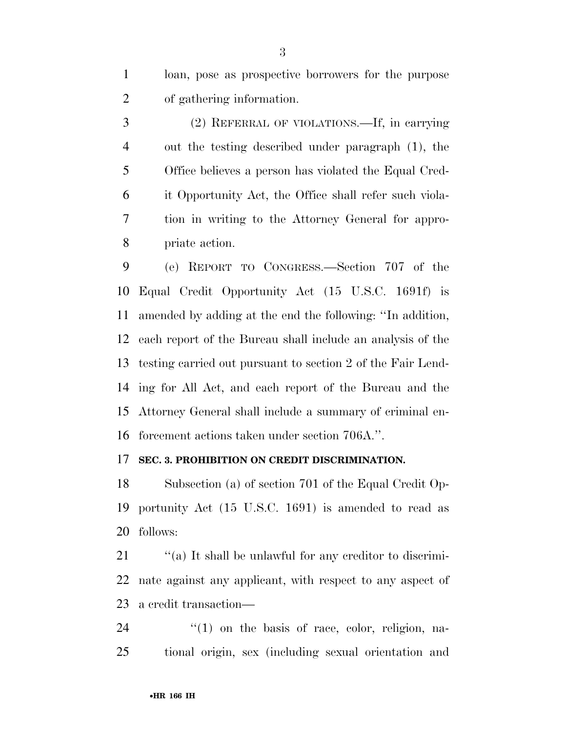loan, pose as prospective borrowers for the purpose of gathering information.

(2) REFERRAL OF VIOLATIONS.—If, in carrying out the testing described under paragraph (1), the Office believes a person has violated the Equal Credit Opportunity Act, the Office shall refer such violation in writing to the Attorney General for appropriate action.

(e) REPORT TO CONGRESS.—Section 707 of the Equal Credit Opportunity Act (15 U.S.C. 1691f) is amended by adding at the end the following: ''In addition, each report of the Bureau shall include an analysis of the testing carried out pursuant to section 2 of the Fair Lending for All Act, and each report of the Bureau and the Attorney General shall include a summary of criminal enforcement actions taken under section 706A.''.

**SEC. 3. PROHIBITION ON CREDIT DISCRIMINATION.**

Subsection (a) of section 701 of the Equal Credit Opportunity Act (15 U.S.C. 1691) is amended to read as follows:

''(a) It shall be unlawful for any creditor to discriminate against any applicant, with respect to any aspect of a credit transaction—

''(1) on the basis of race, color, religion, national origin, sex (including sexual orientation and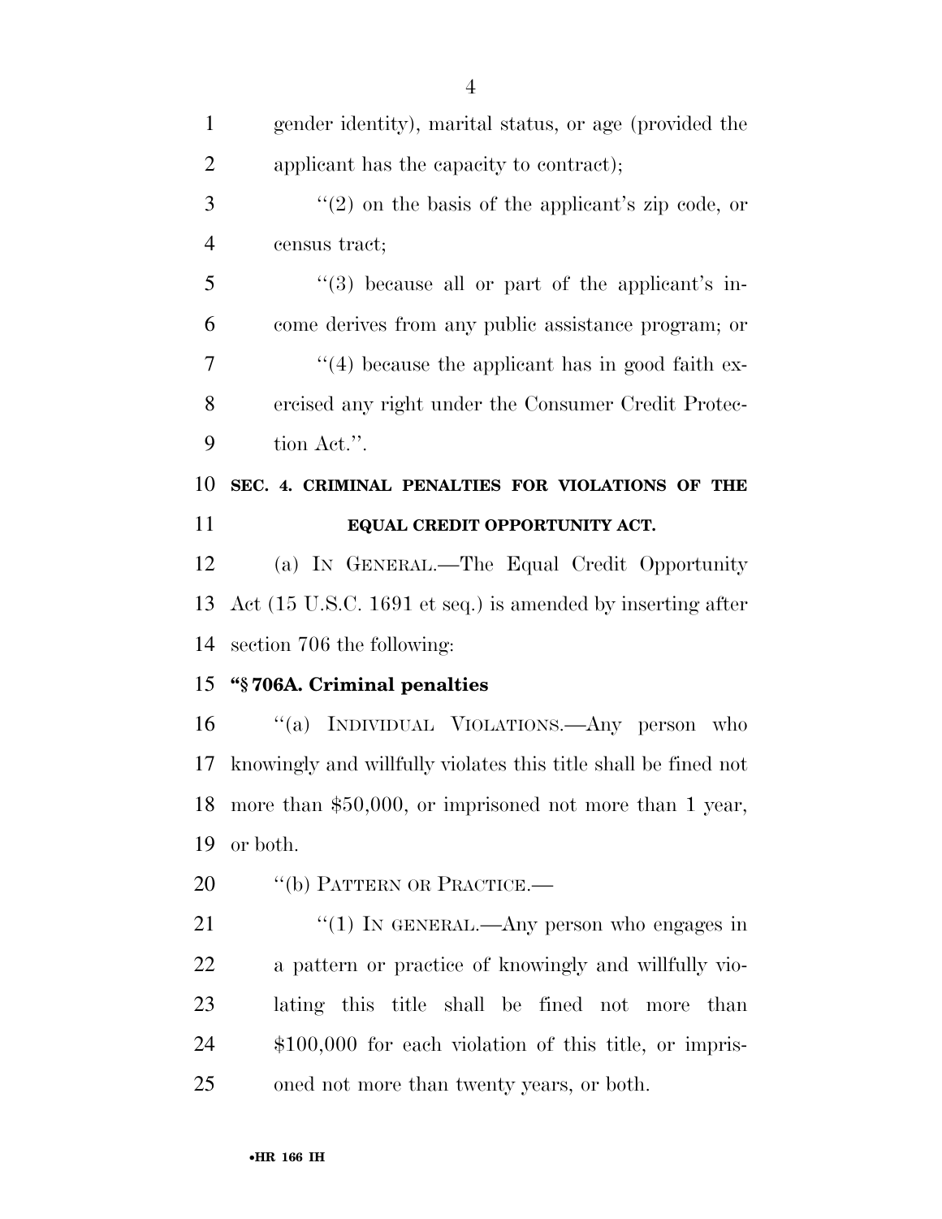gender identity), marital status, or age (provided the applicant has the capacity to contract);

"(2) on the basis of the applicant's zip code, or census tract;

"(3) because all or part of the applicant's income derives from any public assistance program; or

"(4) because the applicant has in good faith exercised any right under the Consumer Credit Protection Act.".

**SEC. 4. CRIMINAL PENALTIES FOR VIOLATIONS OF THE EQUAL CREDIT OPPORTUNITY ACT.**

(a) IN GENERAL.—The Equal Credit Opportunity Act (15 U.S.C. 1691 et seq.) is amended by inserting after section 706 the following:

**"§ 706A. Criminal penalties**

"(a) INDIVIDUAL VIOLATIONS.—Any person who knowingly and willfully violates this title shall be fined not more than $50,000, or imprisoned not more than 1 year, or both.

"(b) PATTERN OR PRACTICE.—

"(1) IN GENERAL.—Any person who engages in a pattern or practice of knowingly and willfully violating this title shall be fined not more than $100,000 for each violation of this title, or imprisoned not more than twenty years, or both.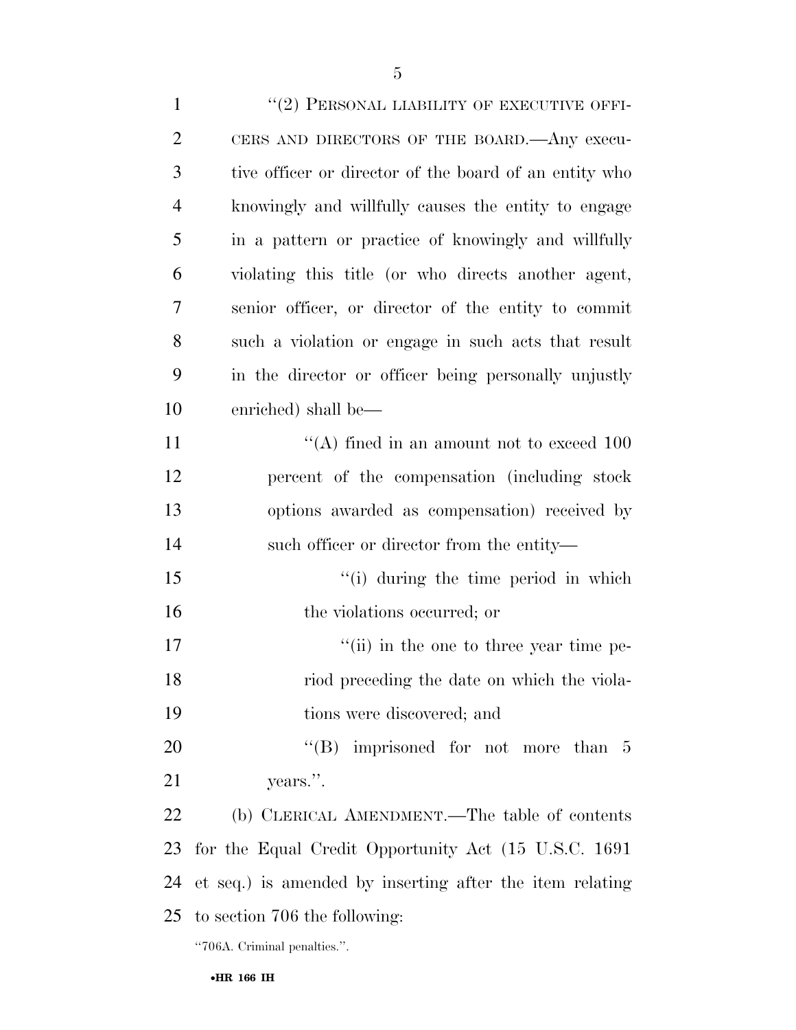''(2) PERSONAL LIABILITY OF EXECUTIVE OFFICERS AND DIRECTORS OF THE BOARD.—Any executive officer or director of the board of an entity who knowingly and willfully causes the entity to engage in a pattern or practice of knowingly and willfully violating this title (or who directs another agent, senior officer, or director of the entity to commit such a violation or engage in such acts that result in the director or officer being personally unjustly enriched) shall be—

''(A) fined in an amount not to exceed 100 percent of the compensation (including stock options awarded as compensation) received by such officer or director from the entity—

''(i) during the time period in which the violations occurred; or

''(ii) in the one to three year time period preceding the date on which the violations were discovered; and

''(B) imprisoned for not more than 5 years.''.

(b) CLERICAL AMENDMENT.—The table of contents for the Equal Credit Opportunity Act (15 U.S.C. 1691 et seq.) is amended by inserting after the item relating to section 706 the following:

''706A. Criminal penalties.''.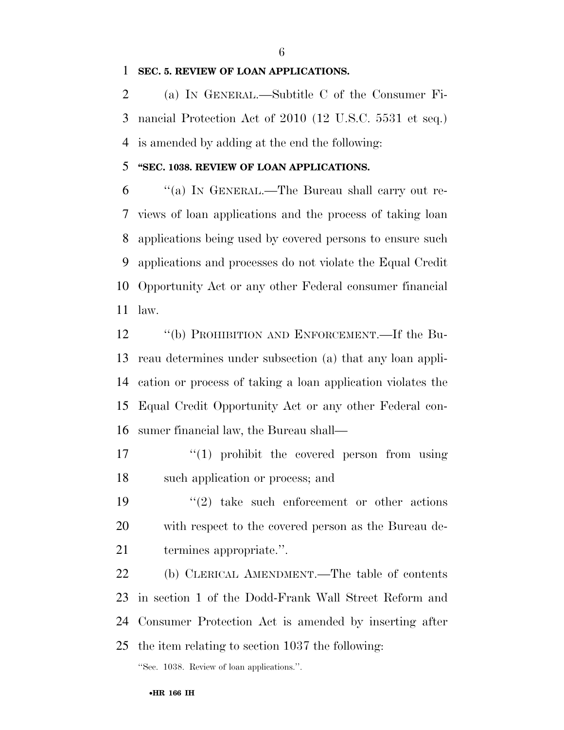**SEC. 5. REVIEW OF LOAN APPLICATIONS.**

(a) IN GENERAL.—Subtitle C of the Consumer Financial Protection Act of 2010 (12 U.S.C. 5531 et seq.) is amended by adding at the end the following:

**"SEC. 1038. REVIEW OF LOAN APPLICATIONS.**

"(a) IN GENERAL.—The Bureau shall carry out reviews of loan applications and the process of taking loan applications being used by covered persons to ensure such applications and processes do not violate the Equal Credit Opportunity Act or any other Federal consumer financial law.

"(b) PROHIBITION AND ENFORCEMENT.—If the Bureau determines under subsection (a) that any loan application or process of taking a loan application violates the Equal Credit Opportunity Act or any other Federal consumer financial law, the Bureau shall—

"(1) prohibit the covered person from using such application or process; and

"(2) take such enforcement or other actions with respect to the covered person as the Bureau determines appropriate.".

(b) CLERICAL AMENDMENT.—The table of contents in section 1 of the Dodd-Frank Wall Street Reform and Consumer Protection Act is amended by inserting after the item relating to section 1037 the following:

"Sec. 1038. Review of loan applications.".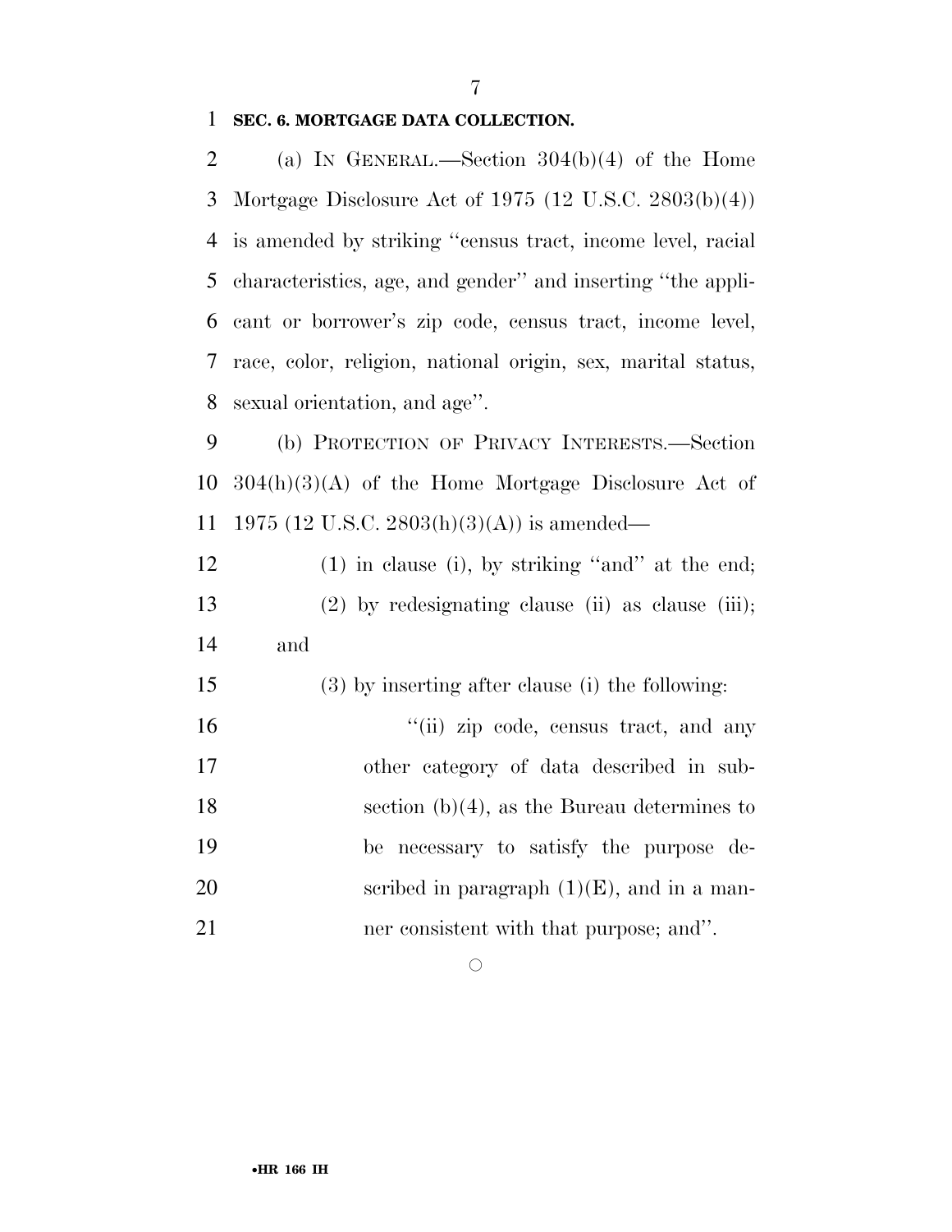**SEC. 6. MORTGAGE DATA COLLECTION.**

(a) IN GENERAL.—Section 304(b)(4) of the Home Mortgage Disclosure Act of 1975 (12 U.S.C. 2803(b)(4)) is amended by striking ''census tract, income level, racial characteristics, age, and gender'' and inserting ''the applicant or borrower's zip code, census tract, income level, race, color, religion, national origin, sex, marital status, sexual orientation, and age''.

(b) PROTECTION OF PRIVACY INTERESTS.—Section 304(h)(3)(A) of the Home Mortgage Disclosure Act of 1975 (12 U.S.C. 2803(h)(3)(A)) is amended—

(1) in clause (i), by striking ''and'' at the end;

(2) by redesignating clause (ii) as clause (iii); and

(3) by inserting after clause (i) the following:

''(ii) zip code, census tract, and any other category of data described in subsection (b)(4), as the Bureau determines to be necessary to satisfy the purpose described in paragraph (1)(E), and in a manner consistent with that purpose; and''.

○